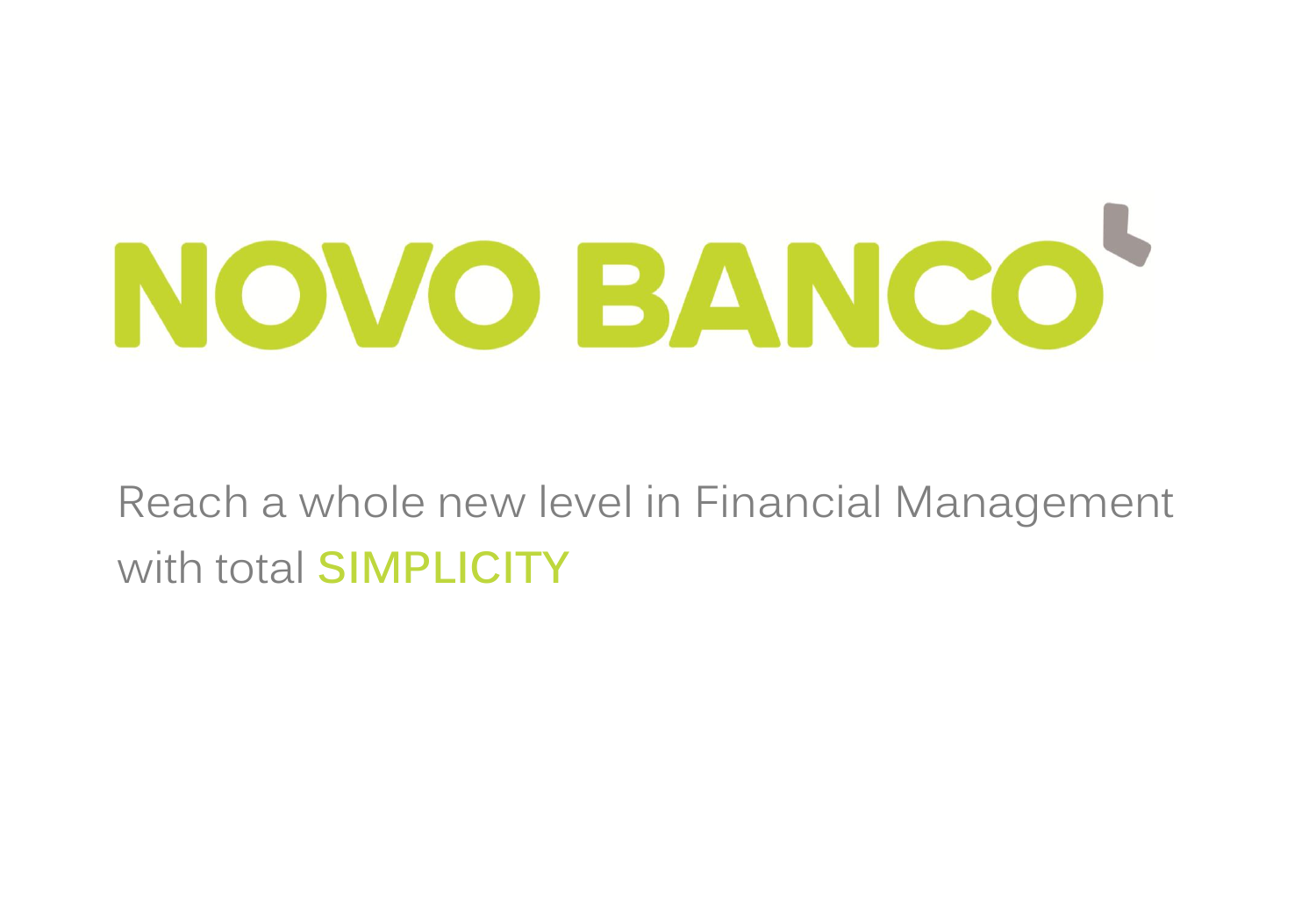# NOVO BANCO

Reach a whole new level in Financial Management with total **SIMPLICITY**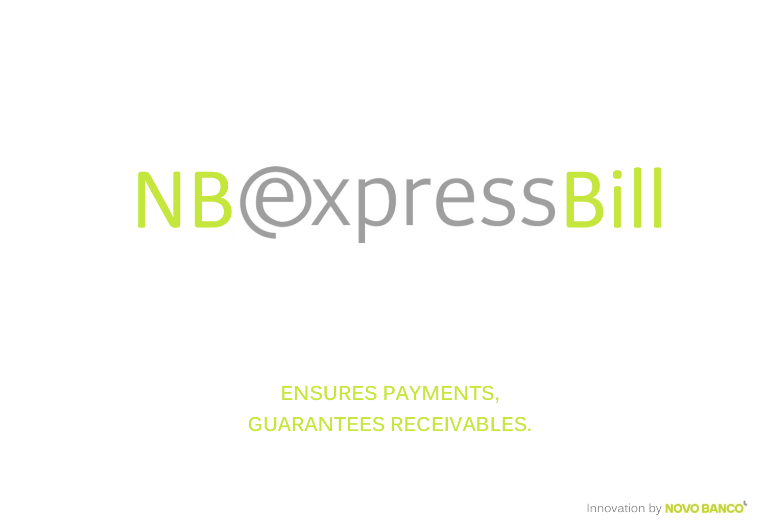# NB@expressBill

**ENSURES PAYMENTS,**

**GUARANTEES RECEIVABLES.**

Innovation by NOVO BANCO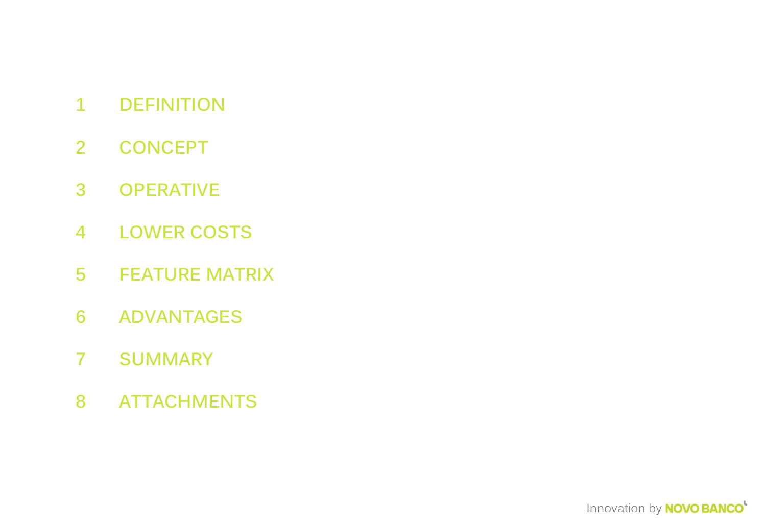1 DEFINITION

2 CONCEPT

3 OPERATIVE

4 LOWER COSTS

5 FEATURE MATRIX

6 ADVANTAGES

7 SUMMARY

8 ATTACHMENTS

Innovation by NOVO BANCO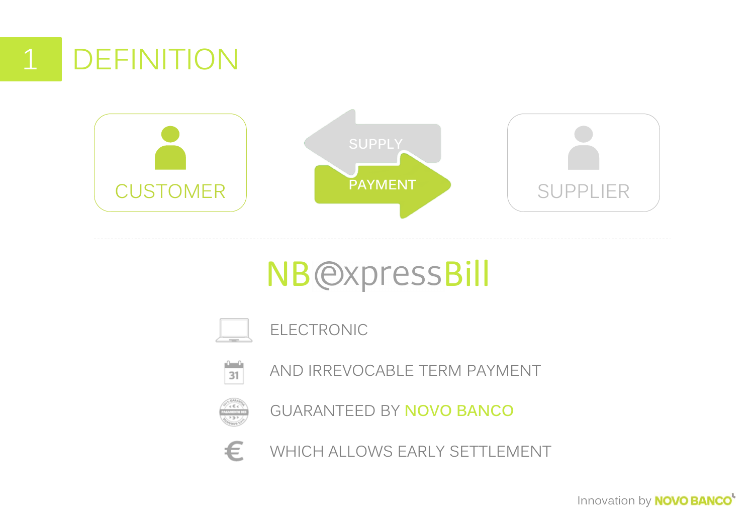# 1 DEFINITION

CUSTOMER

SUPPLY

PAYMENT

SUPPLIER

## NB@xpressBill

- ELECTRONIC
- AND IRREVOCABLE TERM PAYMENT
- GUARANTEED BY NOVO BANCO
- WHICH ALLOWS EARLY SETTLEMENT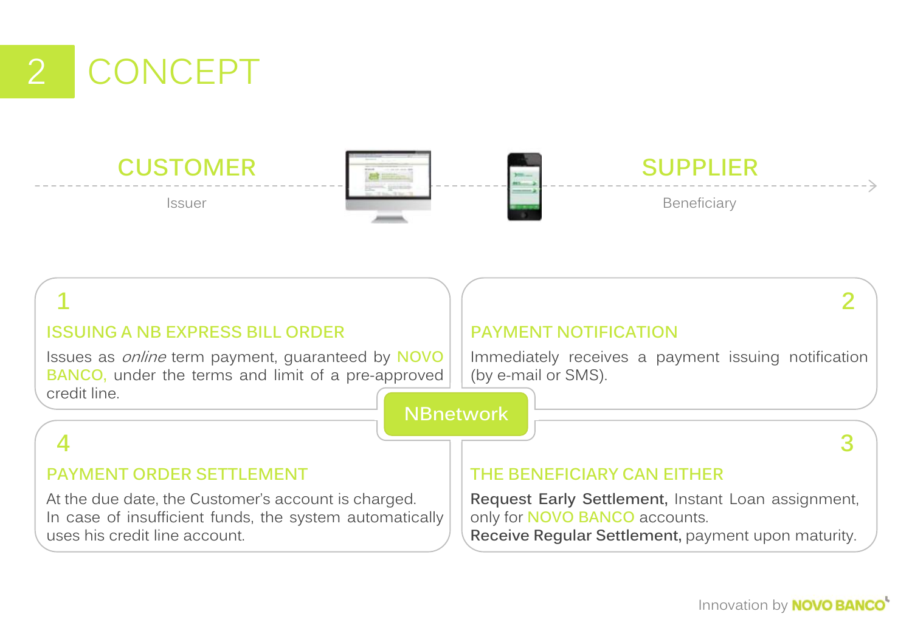# 2 CONCEPT

**CUSTOMER**
Issuer

**SUPPLIER**
Beneficiary

### 1
**ISSUING A NB EXPRESS BILL ORDER**

Issues as *online* term payment, guaranteed by NOVO BANCO, under the terms and limit of a pre-approved credit line.

### 2
**PAYMENT NOTIFICATION**

Immediately receives a payment issuing notification (by e-mail or SMS).

**NBnetwork**

### 4
**PAYMENT ORDER SETTLEMENT**

At the due date, the Customer's account is charged. In case of insufficient funds, the system automatically uses his credit line account.

### 3
**THE BENEFICIARY CAN EITHER**

**Request Early Settlement,** Instant Loan assignment, only for NOVO BANCO accounts.
**Receive Regular Settlement,** payment upon maturity.

Innovation by NOVO BANCO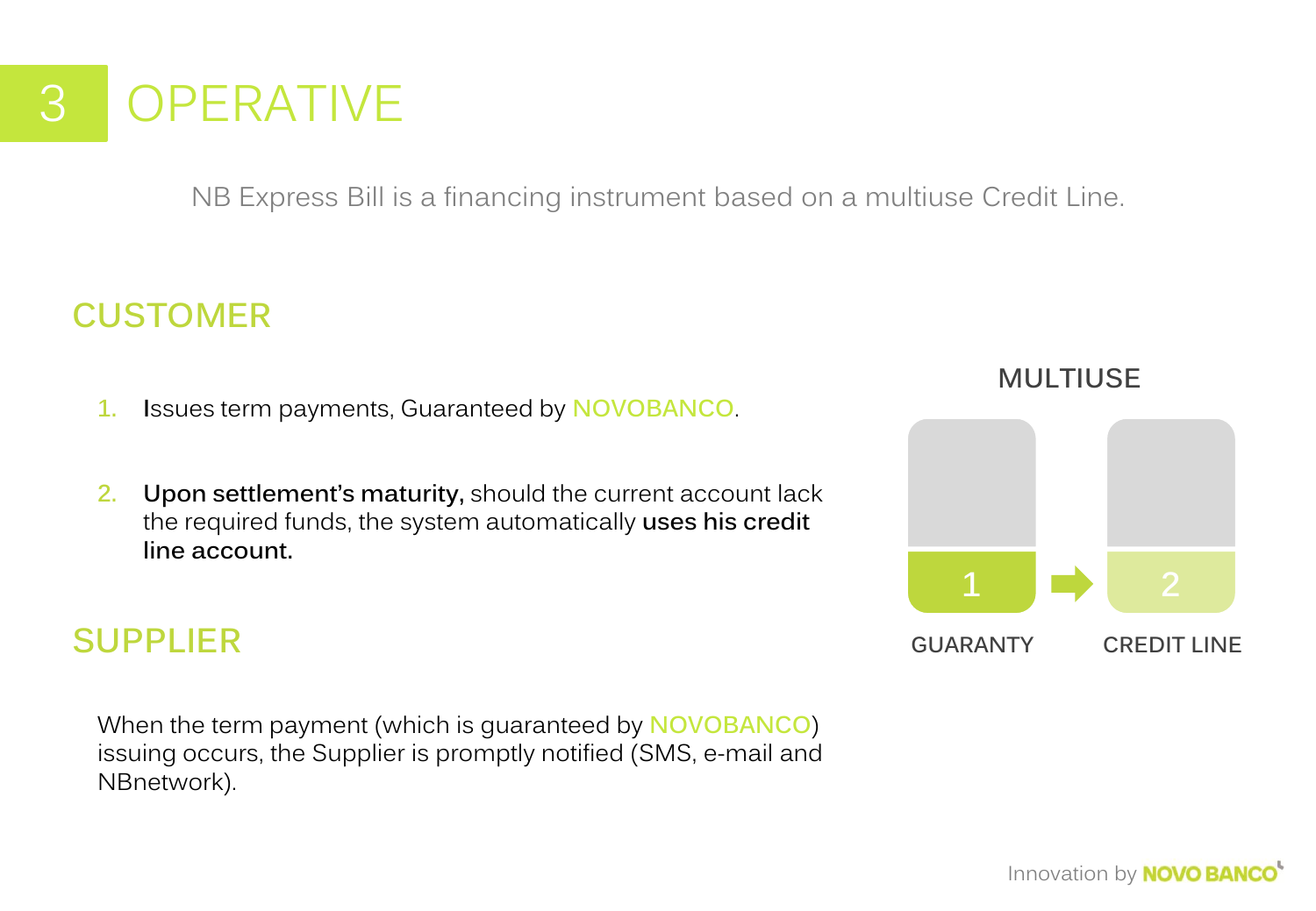# 3 OPERATIVE

NB Express Bill is a financing instrument based on a multiuse Credit Line.

## CUSTOMER

1. Issues term payments, Guaranteed by NOVOBANCO.
2. **Upon settlement's maturity,** should the current account lack the required funds, the system automatically **uses his credit line account.**

MULTIUSE

1 → 2

GUARANTY CREDIT LINE

## SUPPLIER

When the term payment (which is guaranteed by NOVOBANCO) issuing occurs, the Supplier is promptly notified (SMS, e-mail and NBnetwork).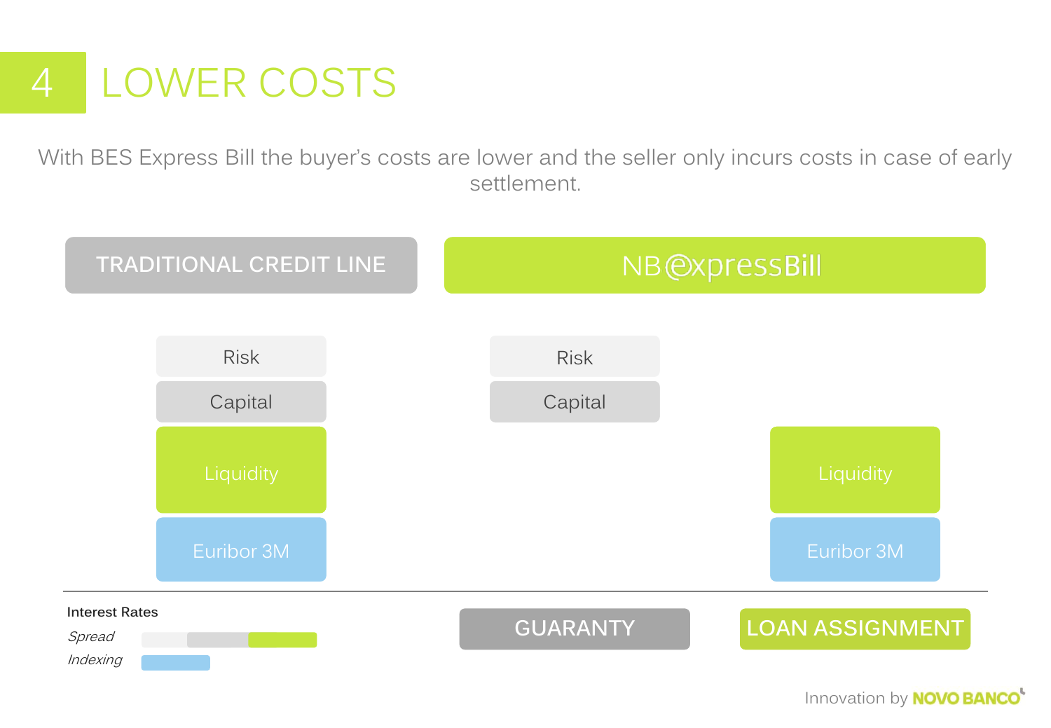# 4 LOWER COSTS

With BES Express Bill the buyer's costs are lower and the seller only incurs costs in case of early settlement.

| TRADITIONAL CREDIT LINE | NB expressBill | |
|---|---|---|
| Risk | Risk | |
| Capital | Capital | |
| Liquidity | | Liquidity |
| Euribor 3M | | Euribor 3M |
| | GUARANTY | LOAN ASSIGNMENT |

**Interest Rates**

- *Spread*
- *Indexing*

Innovation by NOVO BANCO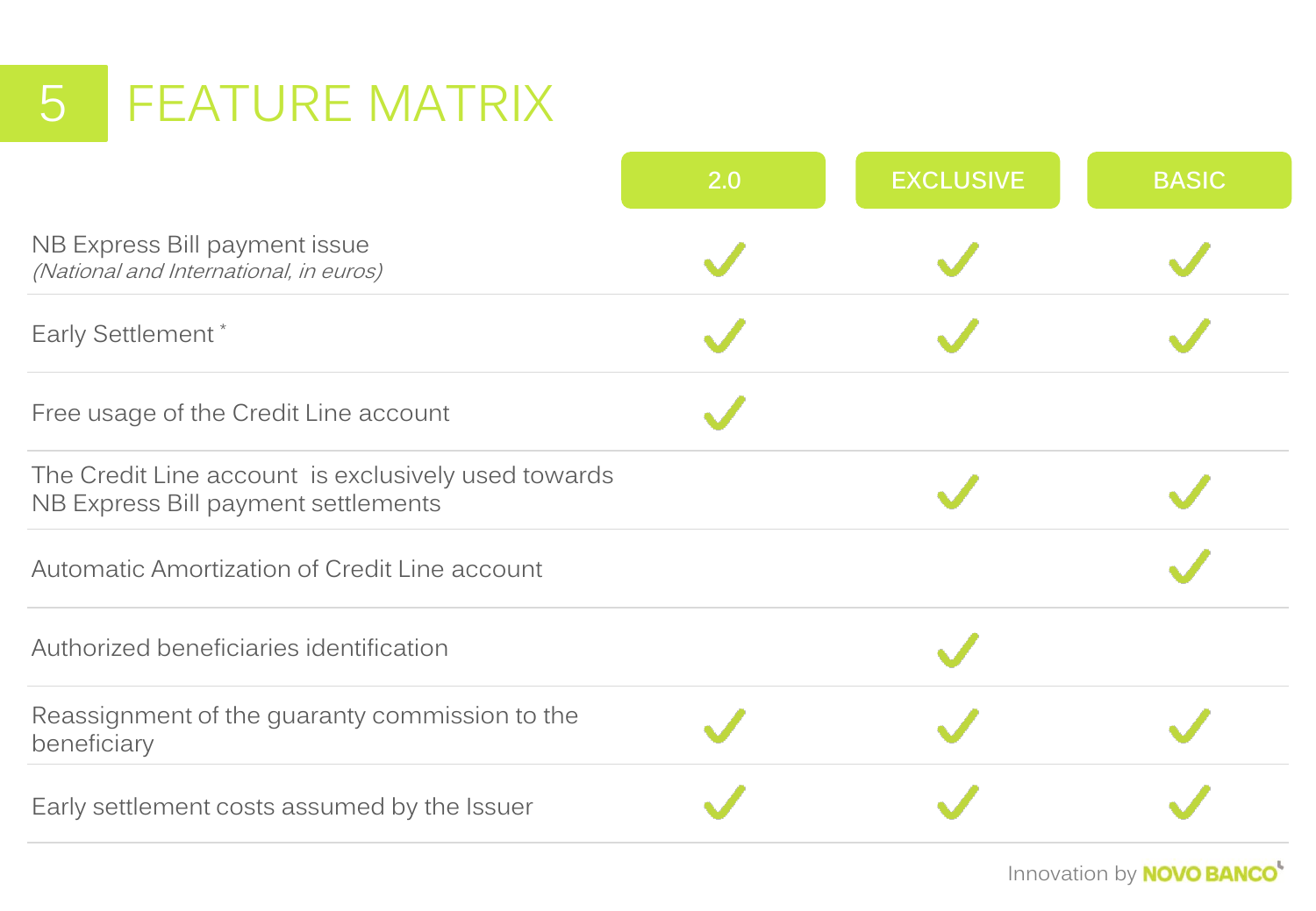## 5 FEATURE MATRIX

| | 2.0 | EXCLUSIVE | BASIC |
|---|---|---|---|
| NB Express Bill payment issue *(National and International, in euros)* | ✓ | ✓ | ✓ |
| Early Settlement * | ✓ | ✓ | ✓ |
| Free usage of the Credit Line account | ✓ | | |
| The Credit Line account is exclusively used towards NB Express Bill payment settlements | | ✓ | ✓ |
| Automatic Amortization of Credit Line account | | | ✓ |
| Authorized beneficiaries identification | | ✓ | |
| Reassignment of the guaranty commission to the beneficiary | ✓ | ✓ | ✓ |
| Early settlement costs assumed by the Issuer | ✓ | ✓ | ✓ |

Innovation by NOVO BANCO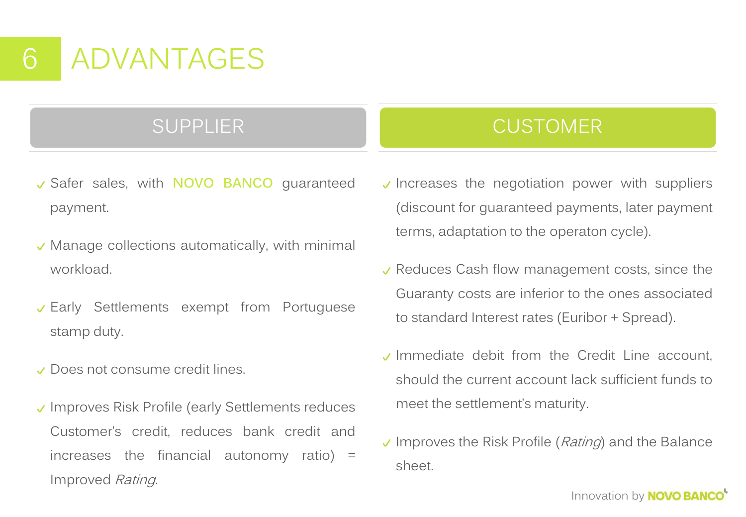# 6 ADVANTAGES

## SUPPLIER

- Safer sales, with NOVO BANCO guaranteed payment.
- Manage collections automatically, with minimal workload.
- Early Settlements exempt from Portuguese stamp duty.
- Does not consume credit lines.
- Improves Risk Profile (early Settlements reduces Customer's credit, reduces bank credit and increases the financial autonomy ratio) = Improved *Rating.*

## CUSTOMER

- Increases the negotiation power with suppliers (discount for guaranteed payments, later payment terms, adaptation to the operaton cycle).
- Reduces Cash flow management costs, since the Guaranty costs are inferior to the ones associated to standard Interest rates (Euribor + Spread).
- Immediate debit from the Credit Line account, should the current account lack sufficient funds to meet the settlement's maturity.
- Improves the Risk Profile (*Rating*) and the Balance sheet.

Innovation by NOVO BANCO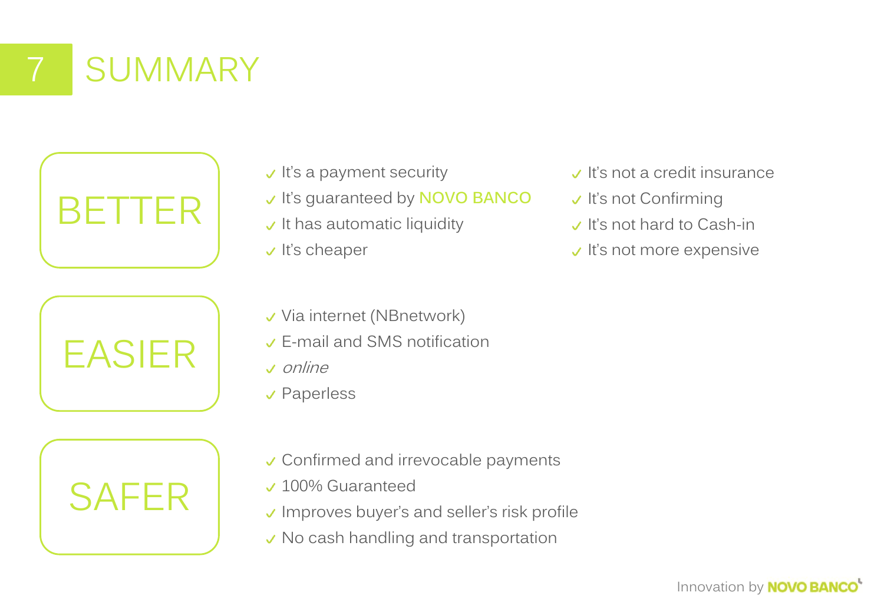# 7 SUMMARY

## BETTER

- ✓ It's a payment security
- ✓ It's guaranteed by NOVO BANCO
- ✓ It has automatic liquidity
- ✓ It's cheaper

- ✓ It's not a credit insurance
- ✓ It's not Confirming
- ✓ It's not hard to Cash-in
- ✓ It's not more expensive

## EASIER

- ✓ Via internet (NBnetwork)
- ✓ E-mail and SMS notification
- ✓ *online*
- ✓ Paperless

## SAFER

- ✓ Confirmed and irrevocable payments
- ✓ 100% Guaranteed
- ✓ Improves buyer's and seller's risk profile
- ✓ No cash handling and transportation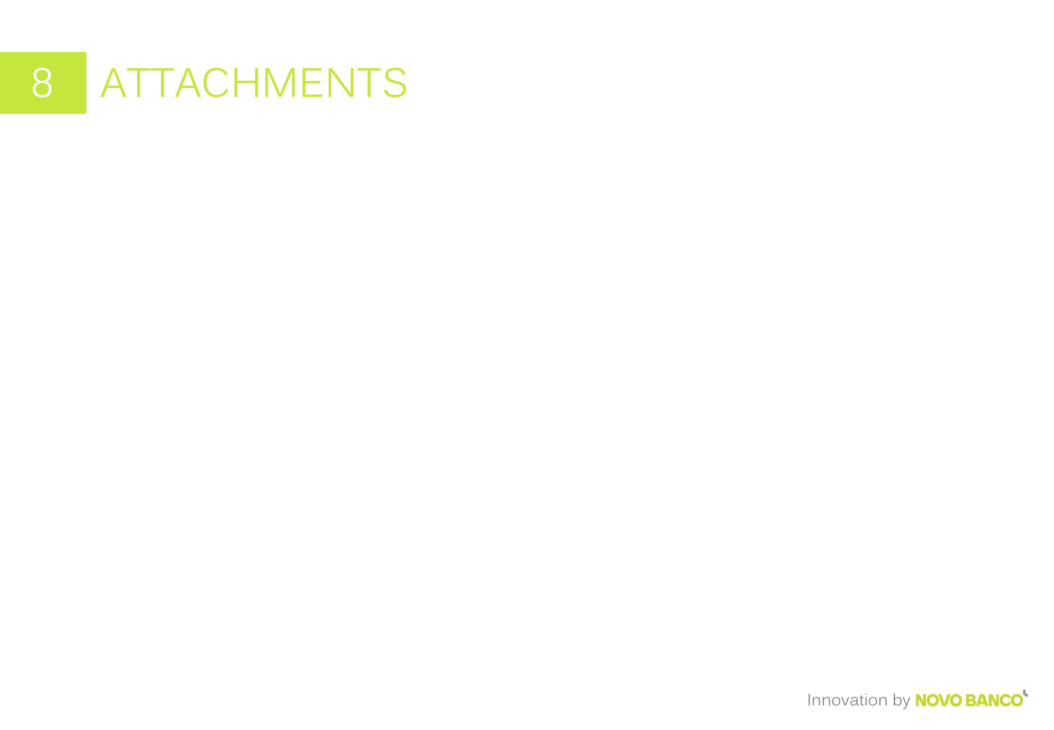# 8 ATTACHMENTS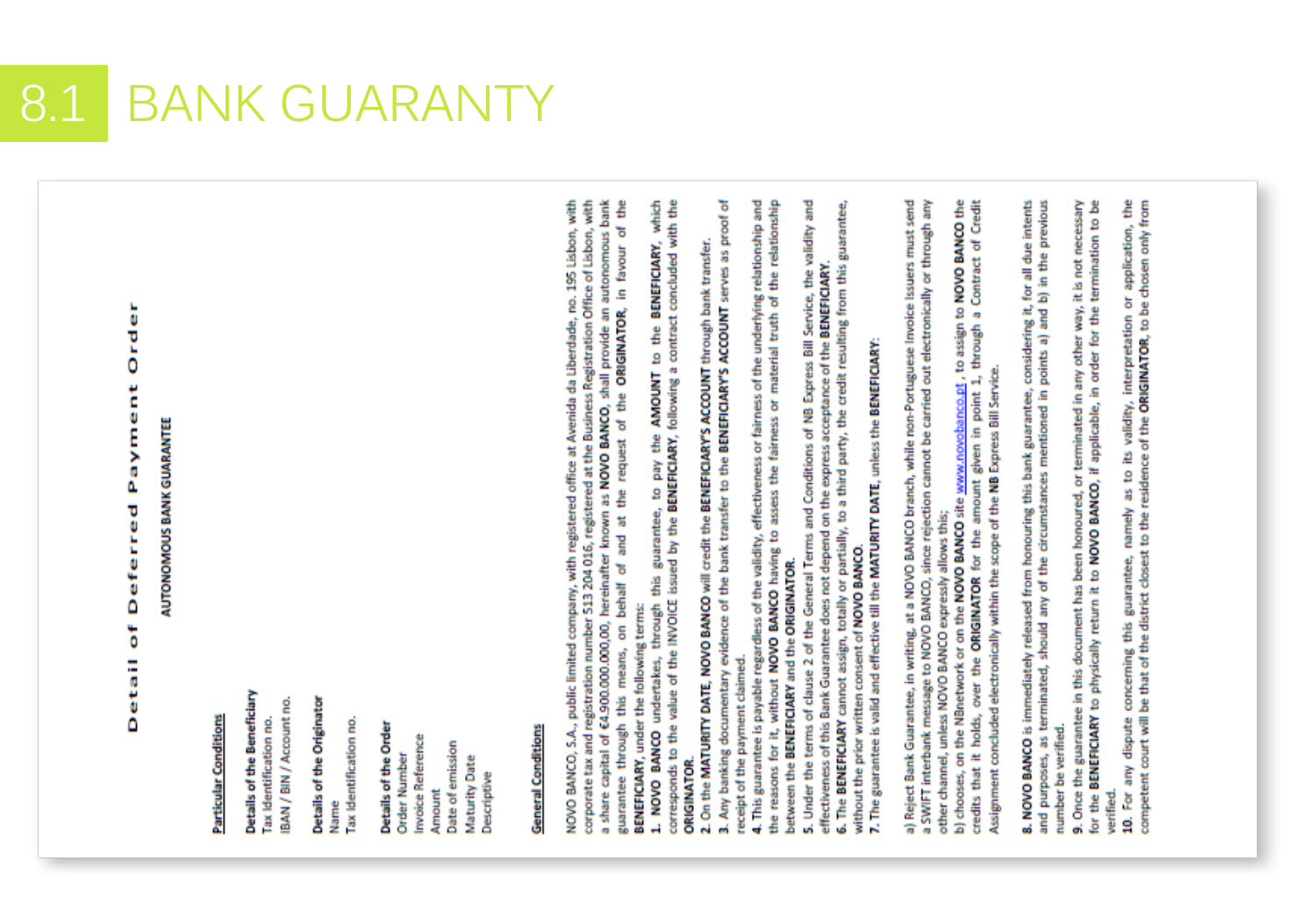# 8.1 BANK GUARANTY

## Detail of Deferred Payment Order

**AUTONOMOUS BANK GUARANTEE**

**Particular Conditions**

**Details of the Beneficiary**
Tax identification no.
IBAN / BIN / Account no.

**Details of the Originator**
Name
Tax identification no.

**Details of the Order**
Order Number
Invoice Reference
Amount
Date of emission
Maturity Date
Descriptive

**General Conditions**

NOVO BANCO, S.A., public limited company, with registered office at Avenida da Liberdade, no. 195 Lisbon, with corporate tax and registration number 513 204 016, registered at the Business Registration Office of Lisbon, with a share capital of €4.900.000.000,00, hereinafter known as **NOVO BANCO**, shall provide an autonomous bank guarantee through this means, on behalf of and at the request of the **ORIGINATOR**, in favour of the **BENEFICIARY**, under the following terms:

**1. NOVO BANCO** undertakes, through this guarantee, to pay the **AMOUNT** to the **BENEFICIARY**, which corresponds to the value of the INVOICE issued by the **BENEFICIARY**, following a contract concluded with the **ORIGINATOR**.

**2.** On the **MATURITY DATE, NOVO BANCO** will credit the **BENEFICIARY'S ACCOUNT** through bank transfer.

**3.** Any banking documentary evidence of the bank transfer to the **BENEFICIARY'S ACCOUNT** serves as proof of receipt of the payment claimed.

**4.** This guarantee is payable regardless of the validity, effectiveness or fairness of the underlying relationship and the reasons for it, without **NOVO BANCO** having to assess the fairness or material truth of the relationship between the **BENEFICIARY** and the **ORIGINATOR**.

**5.** Under the terms of clause 2 of the General Terms and Conditions of NB Express Bill Service, the validity and effectiveness of this Bank Guarantee does not depend on the express acceptance of the **BENEFICIARY**.

**6.** The **BENEFICIARY** cannot assign, totally or partially, to a third party, the credit resulting from this guarantee, without the prior written consent of **NOVO BANCO**.

**7.** The guarantee is valid and effective till the **MATURITY DATE**, unless the **BENEFICIARY**:

a) Reject Bank Guarantee, in writing, at a NOVO BANCO branch, while non-Portuguese Invoice Issuers must send a SWIFT interbank message to NOVO BANCO, since rejection cannot be carried out electronically or through any other channel, unless NOVO BANCO expressly allows this;

b) chooses, on the NBnetwork or on the **NOVO BANCO** site www.novobanco.pt , to assign to **NOVO BANCO** the credits that it holds, over the **ORIGINATOR** for the amount given in point 1, through a Contract of Credit Assignment concluded electronically within the scope of the NB Express Bill Service.

**8. NOVO BANCO** is immediately released from honouring this bank guarantee, considering it, for all due intents and purposes, as terminated, should any of the circumstances mentioned in points a) and b) in the previous number be verified.

**9.** Once the guarantee in this document has been honoured, or terminated in any other way, it is not necessary for the **BENEFICIARY** to physically return it to **NOVO BANCO**, if applicable, in order for the termination to be verified.

**10.** For any dispute concerning this guarantee, namely as to its validity, interpretation or application, the competent court will be that of the district closest to the residence of the **ORIGINATOR**, to be chosen only from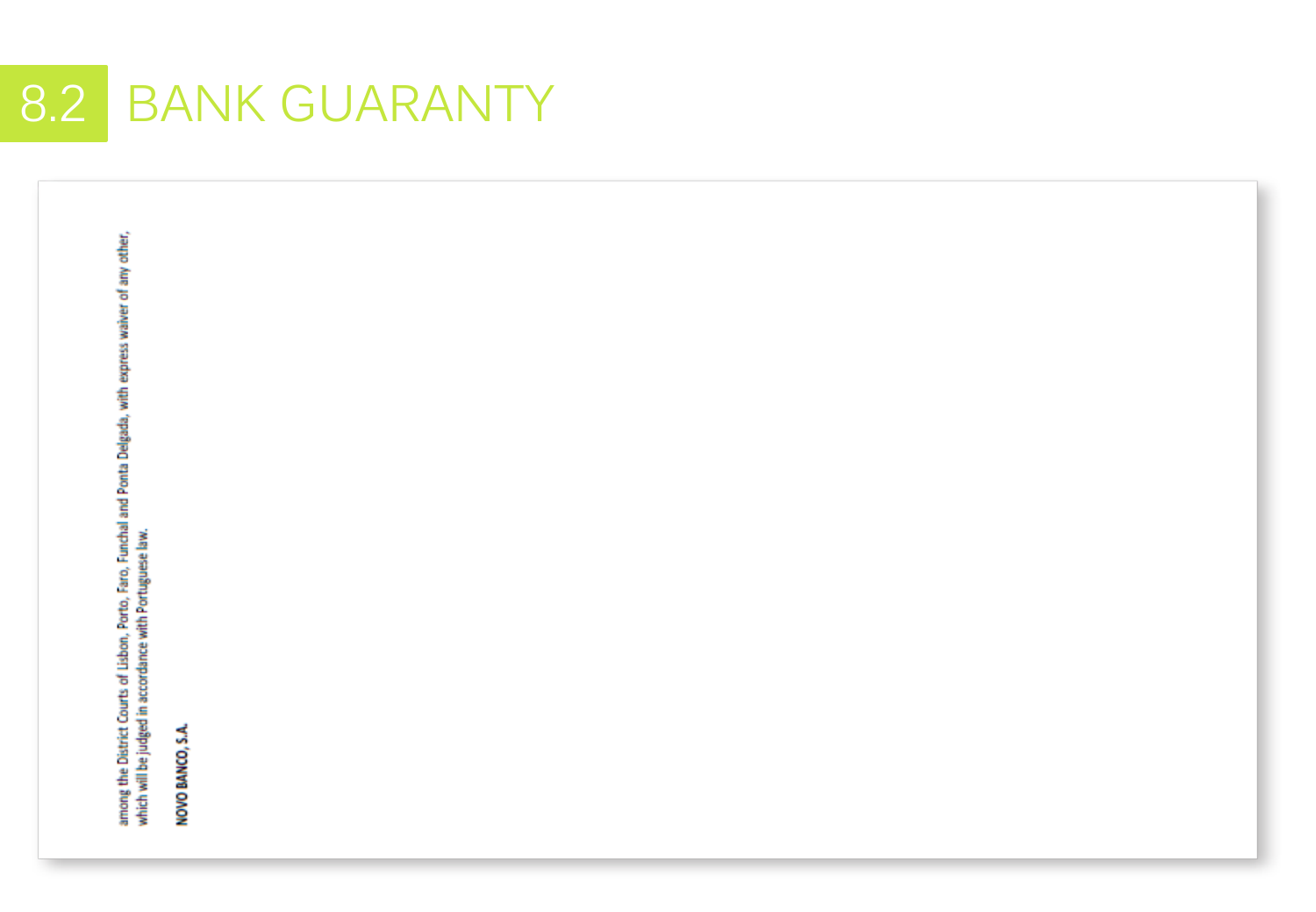# 8.2 BANK GUARANTY

among the District Courts of Lisbon, Porto, Faro, Funchal and Ponta Delgada, with express waiver of any other, which will be judged in accordance with Portuguese law.

**NOVO BANCO, S.A.**